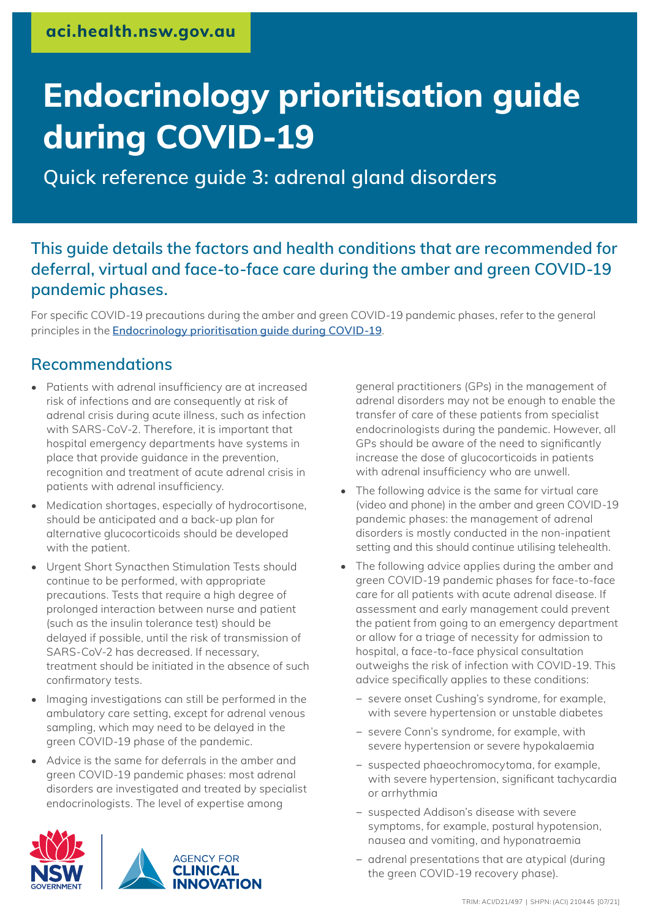aci.health.nsw.gov.au

# Endocrinology prioritisation guide during COVID-19

## Quick reference guide 3: adrenal gland disorders

### This guide details the factors and health conditions that are recommended for deferral, virtual and face-to-face care during the amber and green COVID-19 pandemic phases.

For specific COVID-19 precautions during the amber and green COVID-19 pandemic phases, refer to the general principles in the **Endocrinology prioritisation guide during COVID-19**.

## Recommendations

- Patients with adrenal insufficiency are at increased risk of infections and are consequently at risk of adrenal crisis during acute illness, such as infection with SARS-CoV-2. Therefore, it is important that hospital emergency departments have systems in place that provide guidance in the prevention, recognition and treatment of acute adrenal crisis in patients with adrenal insufficiency.
- Medication shortages, especially of hydrocortisone, should be anticipated and a back-up plan for alternative glucocorticoids should be developed with the patient.
- Urgent Short Synacthen Stimulation Tests should continue to be performed, with appropriate precautions. Tests that require a high degree of prolonged interaction between nurse and patient (such as the insulin tolerance test) should be delayed if possible, until the risk of transmission of SARS-CoV-2 has decreased. If necessary, treatment should be initiated in the absence of such confirmatory tests.
- Imaging investigations can still be performed in the ambulatory care setting, except for adrenal venous sampling, which may need to be delayed in the green COVID-19 phase of the pandemic.
- Advice is the same for deferrals in the amber and green COVID-19 pandemic phases: most adrenal disorders are investigated and treated by specialist endocrinologists. The level of expertise among general practitioners (GPs) in the management of adrenal disorders may not be enough to enable the transfer of care of these patients from specialist endocrinologists during the pandemic. However, all GPs should be aware of the need to significantly increase the dose of glucocorticoids in patients with adrenal insufficiency who are unwell.
- The following advice is the same for virtual care (video and phone) in the amber and green COVID-19 pandemic phases: the management of adrenal disorders is mostly conducted in the non-inpatient setting and this should continue utilising telehealth.
- The following advice applies during the amber and green COVID-19 pandemic phases for face-to-face care for all patients with acute adrenal disease. If assessment and early management could prevent the patient from going to an emergency department or allow for a triage of necessity for admission to hospital, a face-to-face physical consultation outweighs the risk of infection with COVID-19. This advice specifically applies to these conditions:
  - severe onset Cushing's syndrome, for example, with severe hypertension or unstable diabetes
  - severe Conn's syndrome, for example, with severe hypertension or severe hypokalaemia
  - suspected phaeochromocytoma, for example, with severe hypertension, significant tachycardia or arrhythmia
  - suspected Addison's disease with severe symptoms, for example, postural hypotension, nausea and vomiting, and hyponatraemia
  - adrenal presentations that are atypical (during the green COVID-19 recovery phase).

TRIM: ACI/D21/497 | SHPN: (ACI) 210445 [07/21]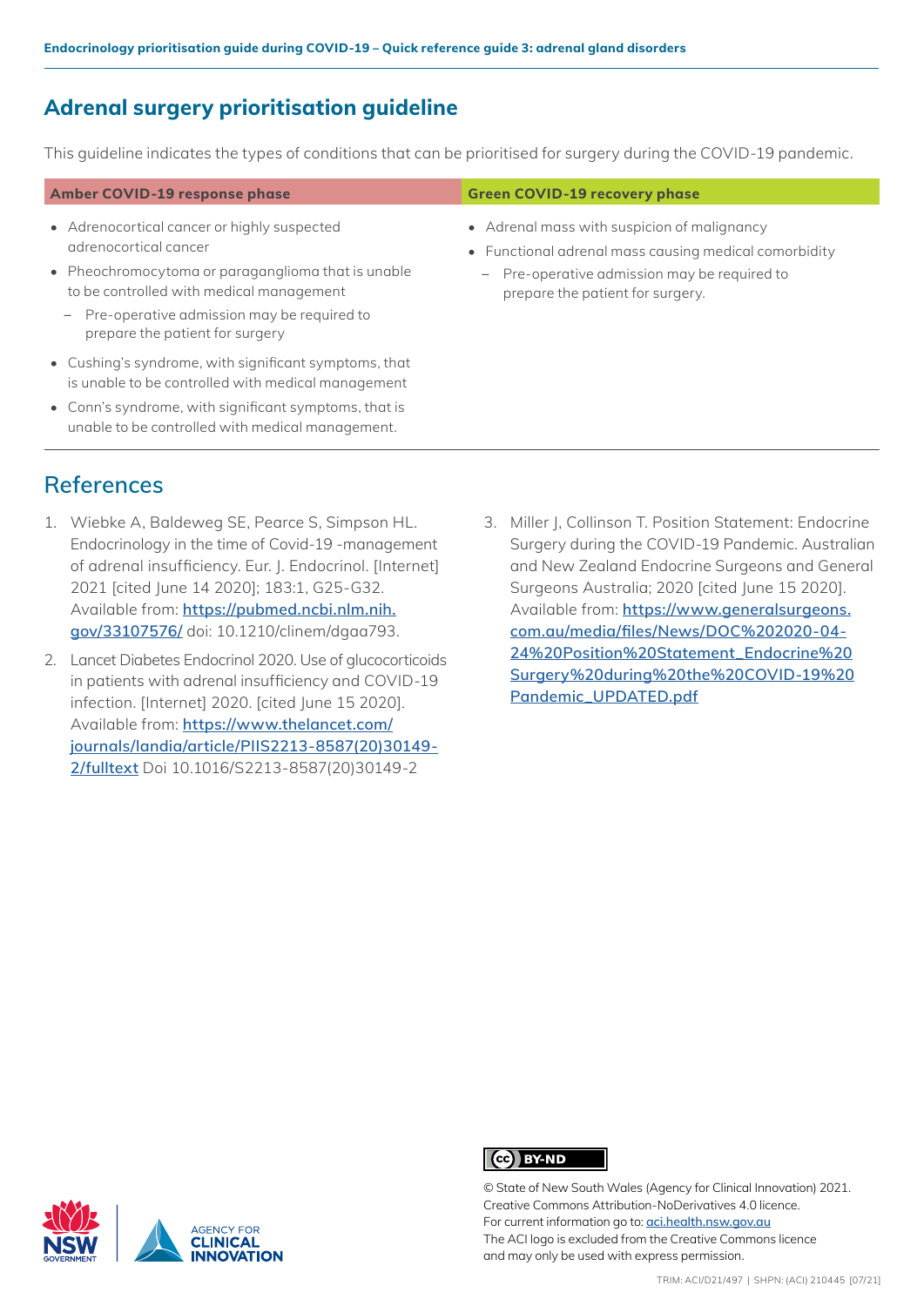## Adrenal surgery prioritisation guideline

This guideline indicates the types of conditions that can be prioritised for surgery during the COVID-19 pandemic.

| Amber COVID-19 response phase | Green COVID-19 recovery phase |
|---|---|
| • Adrenocortical cancer or highly suspected adrenocortical cancer<br>• Phaeochromocytoma or paraganglioma that is unable to be controlled with medical management<br>  – Pre-operative admission may be required to prepare the patient for surgery<br>• Cushing's syndrome, with significant symptoms, that is unable to be controlled with medical management<br>• Conn's syndrome, with significant symptoms, that is unable to be controlled with medical management. | • Adrenal mass with suspicion of malignancy<br>• Functional adrenal mass causing medical comorbidity<br>  – Pre-operative admission may be required to prepare the patient for surgery. |

## References

1. Wiebke A, Baldeweg SE, Pearce S, Simpson HL. Endocrinology in the time of Covid-19 -management of adrenal insufficiency. Eur. J. Endocrinol. [Internet] 2021 [cited June 14 2020]; 183:1, G25-G32. Available from: [https://pubmed.ncbi.nlm.nih.gov/33107576/](https://pubmed.ncbi.nlm.nih.gov/33107576/) doi: 10.1210/clinem/dgaa793.
2. Lancet Diabetes Endocrinol 2020. Use of glucocorticoids in patients with adrenal insufficiency and COVID-19 infection. [Internet] 2020. [cited June 15 2020]. Available from: [https://www.thelancet.com/journals/landia/article/PIIS2213-8587(20)30149-2/fulltext](https://www.thelancet.com/journals/landia/article/PIIS2213-8587(20)30149-2/fulltext) Doi 10.1016/S2213-8587(20)30149-2
3. Miller J, Collinson T. Position Statement: Endocrine Surgery during the COVID-19 Pandemic. Australian and New Zealand Endocrine Surgeons and General Surgeons Australia; 2020 [cited June 15 2020]. Available from: [https://www.generalsurgeons.com.au/media/files/News/DOC%202020-04-24%20Position%20Statement_Endocrine%20Surgery%20during%20the%20COVID-19%20Pandemic_UPDATED.pdf](https://www.generalsurgeons.com.au/media/files/News/DOC%202020-04-24%20Position%20Statement_Endocrine%20Surgery%20during%20the%20COVID-19%20Pandemic_UPDATED.pdf)

BY-ND

© State of New South Wales (Agency for Clinical Innovation) 2021. Creative Commons Attribution-NoDerivatives 4.0 licence.
For current information go to: [aci.health.nsw.gov.au](https://aci.health.nsw.gov.au)
The ACI logo is excluded from the Creative Commons licence and may only be used with express permission.

TRIM: ACI/D21/497 | SHPN: (ACI) 210445 [07/21]